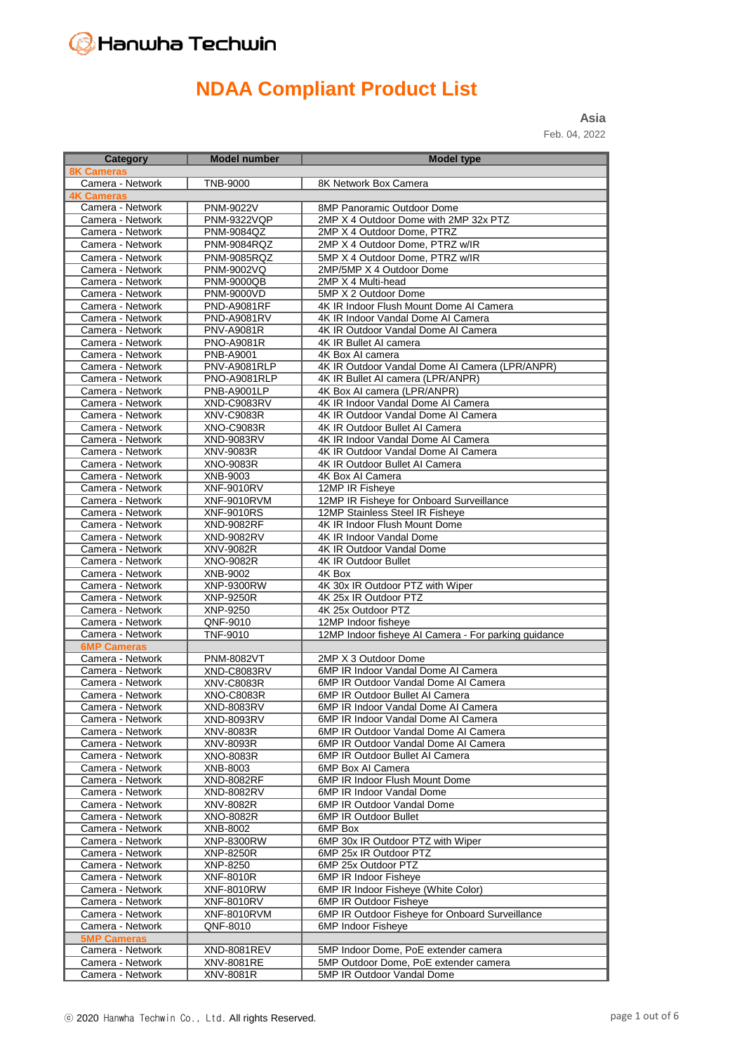Hanwha Techwin

# NDAA Compliant Product List

**Asia**

Feb. 04, 2022

| Category | Model number | Model type |
|---|---|---|
| **8K Cameras** | | |
| Camera - Network | TNB-9000 | 8K Network Box Camera |
| **4K Cameras** | | |
| Camera - Network | PNM-9022V | 8MP Panoramic Outdoor Dome |
| Camera - Network | PNM-9322VQP | 2MP X 4 Outdoor Dome with 2MP 32x PTZ |
| Camera - Network | PNM-9084QZ | 2MP X 4 Outdoor Dome, PTRZ |
| Camera - Network | PNM-9084RQZ | 2MP X 4 Outdoor Dome, PTRZ w/IR |
| Camera - Network | PNM-9085RQZ | 5MP X 4 Outdoor Dome, PTRZ w/IR |
| Camera - Network | PNM-9002VQ | 2MP/5MP X 4 Outdoor Dome |
| Camera - Network | PNM-9000QB | 2MP X 4 Multi-head |
| Camera - Network | PNM-9000VD | 5MP X 2 Outdoor Dome |
| Camera - Network | PND-A9081RF | 4K IR Indoor Flush Mount Dome AI Camera |
| Camera - Network | PND-A9081RV | 4K IR Indoor Vandal Dome AI Camera |
| Camera - Network | PNV-A9081R | 4K IR Outdoor Vandal Dome AI Camera |
| Camera - Network | PNO-A9081R | 4K IR Bullet AI camera |
| Camera - Network | PNB-A9001 | 4K Box AI camera |
| Camera - Network | PNV-A9081RLP | 4K IR Outdoor Vandal Dome AI Camera (LPR/ANPR) |
| Camera - Network | PNO-A9081RLP | 4K IR Bullet AI camera (LPR/ANPR) |
| Camera - Network | PNB-A9001LP | 4K Box AI camera (LPR/ANPR) |
| Camera - Network | XND-C9083RV | 4K IR Indoor Vandal Dome AI Camera |
| Camera - Network | XNV-C9083R | 4K IR Outdoor Vandal Dome AI Camera |
| Camera - Network | XNO-C9083R | 4K IR Outdoor Bullet AI Camera |
| Camera - Network | XND-9083RV | 4K IR Indoor Vandal Dome AI Camera |
| Camera - Network | XNV-9083R | 4K IR Outdoor Vandal Dome AI Camera |
| Camera - Network | XNO-9083R | 4K IR Outdoor Bullet AI Camera |
| Camera - Network | XNB-9003 | 4K Box AI Camera |
| Camera - Network | XNF-9010RV | 12MP IR Fisheye |
| Camera - Network | XNF-9010RVM | 12MP IR Fisheye for Onboard Surveillance |
| Camera - Network | XNF-9010RS | 12MP Stainless Steel IR Fisheye |
| Camera - Network | XND-9082RF | 4K IR Indoor Flush Mount Dome |
| Camera - Network | XND-9082RV | 4K IR Indoor Vandal Dome |
| Camera - Network | XNV-9082R | 4K IR Outdoor Vandal Dome |
| Camera - Network | XNO-9082R | 4K IR Outdoor Bullet |
| Camera - Network | XNB-9002 | 4K Box |
| Camera - Network | XNP-9300RW | 4K 30x IR Outdoor PTZ with Wiper |
| Camera - Network | XNP-9250R | 4K 25x IR Outdoor PTZ |
| Camera - Network | XNP-9250 | 4K 25x Outdoor PTZ |
| Camera - Network | QNF-9010 | 12MP Indoor fisheye |
| Camera - Network | TNF-9010 | 12MP Indoor fisheye AI Camera - For parking guidance |
| **6MP Cameras** | | |
| Camera - Network | PNM-8082VT | 2MP X 3 Outdoor Dome |
| Camera - Network | XND-C8083RV | 6MP IR Indoor Vandal Dome AI Camera |
| Camera - Network | XNV-C8083R | 6MP IR Outdoor Vandal Dome AI Camera |
| Camera - Network | XNO-C8083R | 6MP IR Outdoor Bullet AI Camera |
| Camera - Network | XND-8083RV | 6MP IR Indoor Vandal Dome AI Camera |
| Camera - Network | XND-8093RV | 6MP IR Indoor Vandal Dome AI Camera |
| Camera - Network | XNV-8083R | 6MP IR Outdoor Vandal Dome AI Camera |
| Camera - Network | XNV-8093R | 6MP IR Outdoor Vandal Dome AI Camera |
| Camera - Network | XNO-8083R | 6MP IR Outdoor Bullet AI Camera |
| Camera - Network | XNB-8003 | 6MP Box AI Camera |
| Camera - Network | XND-8082RF | 6MP IR Indoor Flush Mount Dome |
| Camera - Network | XND-8082RV | 6MP IR Indoor Vandal Dome |
| Camera - Network | XNV-8082R | 6MP IR Outdoor Vandal Dome |
| Camera - Network | XNO-8082R | 6MP IR Outdoor Bullet |
| Camera - Network | XNB-8002 | 6MP Box |
| Camera - Network | XNP-8300RW | 6MP 30x IR Outdoor PTZ with Wiper |
| Camera - Network | XNP-8250R | 6MP 25x IR Outdoor PTZ |
| Camera - Network | XNP-8250 | 6MP 25x Outdoor PTZ |
| Camera - Network | XNF-8010R | 6MP IR Indoor Fisheye |
| Camera - Network | XNF-8010RW | 6MP IR Indoor Fisheye (White Color) |
| Camera - Network | XNF-8010RV | 6MP IR Outdoor Fisheye |
| Camera - Network | XNF-8010RVM | 6MP IR Outdoor Fisheye for Onboard Surveillance |
| Camera - Network | QNF-8010 | 6MP Indoor Fisheye |
| **5MP Cameras** | | |
| Camera - Network | XND-8081REV | 5MP Indoor Dome, PoE extender camera |
| Camera - Network | XNV-8081RE | 5MP Outdoor Dome, PoE extender camera |
| Camera - Network | XNV-8081R | 5MP IR Outdoor Vandal Dome |

ⓒ 2020 Hanwha Techwin Co., Ltd. All rights Reserved.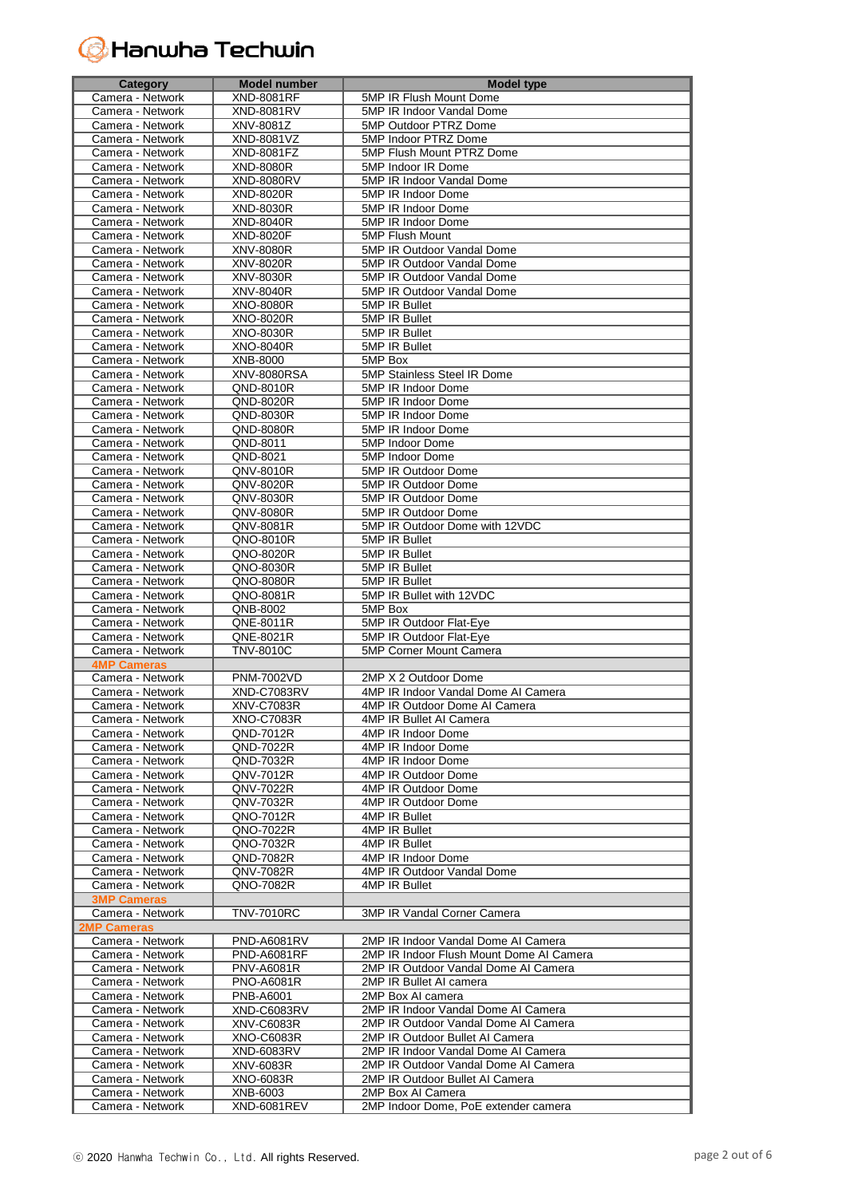Hanwha Techwin

| Category | Model number | Model type |
|---|---|---|
| Camera - Network | XND-8081RF | 5MP IR Flush Mount Dome |
| Camera - Network | XND-8081RV | 5MP IR Indoor Vandal Dome |
| Camera - Network | XNV-8081Z | 5MP Outdoor PTRZ Dome |
| Camera - Network | XND-8081VZ | 5MP Indoor PTRZ Dome |
| Camera - Network | XND-8081FZ | 5MP Flush Mount PTRZ Dome |
| Camera - Network | XND-8080R | 5MP Indoor IR Dome |
| Camera - Network | XND-8080RV | 5MP IR Indoor Vandal Dome |
| Camera - Network | XND-8020R | 5MP IR Indoor Dome |
| Camera - Network | XND-8030R | 5MP IR Indoor Dome |
| Camera - Network | XND-8040R | 5MP IR Indoor Dome |
| Camera - Network | XND-8020F | 5MP Flush Mount |
| Camera - Network | XNV-8080R | 5MP IR Outdoor Vandal Dome |
| Camera - Network | XNV-8020R | 5MP IR Outdoor Vandal Dome |
| Camera - Network | XNV-8030R | 5MP IR Outdoor Vandal Dome |
| Camera - Network | XNV-8040R | 5MP IR Outdoor Vandal Dome |
| Camera - Network | XNO-8080R | 5MP IR Bullet |
| Camera - Network | XNO-8020R | 5MP IR Bullet |
| Camera - Network | XNO-8030R | 5MP IR Bullet |
| Camera - Network | XNO-8040R | 5MP IR Bullet |
| Camera - Network | XNB-8000 | 5MP Box |
| Camera - Network | XNV-8080RSA | 5MP Stainless Steel IR Dome |
| Camera - Network | QND-8010R | 5MP IR Indoor Dome |
| Camera - Network | QND-8020R | 5MP IR Indoor Dome |
| Camera - Network | QND-8030R | 5MP IR Indoor Dome |
| Camera - Network | QND-8080R | 5MP IR Indoor Dome |
| Camera - Network | QND-8011 | 5MP Indoor Dome |
| Camera - Network | QND-8021 | 5MP Indoor Dome |
| Camera - Network | QNV-8010R | 5MP IR Outdoor Dome |
| Camera - Network | QNV-8020R | 5MP IR Outdoor Dome |
| Camera - Network | QNV-8030R | 5MP IR Outdoor Dome |
| Camera - Network | QNV-8080R | 5MP IR Outdoor Dome |
| Camera - Network | QNV-8081R | 5MP IR Outdoor Dome with 12VDC |
| Camera - Network | QNO-8010R | 5MP IR Bullet |
| Camera - Network | QNO-8020R | 5MP IR Bullet |
| Camera - Network | QNO-8030R | 5MP IR Bullet |
| Camera - Network | QNO-8080R | 5MP IR Bullet |
| Camera - Network | QNO-8081R | 5MP IR Bullet with 12VDC |
| Camera - Network | QNB-8002 | 5MP Box |
| Camera - Network | QNE-8011R | 5MP IR Outdoor Flat-Eye |
| Camera - Network | QNE-8021R | 5MP IR Outdoor Flat-Eye |
| Camera - Network | TNV-8010C | 5MP Corner Mount Camera |
| **4MP Cameras** | | |
| Camera - Network | PNM-7002VD | 2MP X 2 Outdoor Dome |
| Camera - Network | XND-C7083RV | 4MP IR Indoor Vandal Dome AI Camera |
| Camera - Network | XNV-C7083R | 4MP IR Outdoor Dome AI Camera |
| Camera - Network | XNO-C7083R | 4MP IR Bullet AI Camera |
| Camera - Network | QND-7012R | 4MP IR Indoor Dome |
| Camera - Network | QND-7022R | 4MP IR Indoor Dome |
| Camera - Network | QND-7032R | 4MP IR Indoor Dome |
| Camera - Network | QNV-7012R | 4MP IR Outdoor Dome |
| Camera - Network | QNV-7022R | 4MP IR Outdoor Dome |
| Camera - Network | QNV-7032R | 4MP IR Outdoor Dome |
| Camera - Network | QNO-7012R | 4MP IR Bullet |
| Camera - Network | QNO-7022R | 4MP IR Bullet |
| Camera - Network | QNO-7032R | 4MP IR Bullet |
| Camera - Network | QND-7082R | 4MP IR Indoor Dome |
| Camera - Network | QNV-7082R | 4MP IR Outdoor Vandal Dome |
| Camera - Network | QNO-7082R | 4MP IR Bullet |
| **3MP Cameras** | | |
| Camera - Network | TNV-7010RC | 3MP IR Vandal Corner Camera |
| **2MP Cameras** | | |
| Camera - Network | PND-A6081RV | 2MP IR Indoor Vandal Dome AI Camera |
| Camera - Network | PND-A6081RF | 2MP IR Indoor Flush Mount Dome AI Camera |
| Camera - Network | PNV-A6081R | 2MP IR Outdoor Vandal Dome AI Camera |
| Camera - Network | PNO-A6081R | 2MP IR Bullet AI camera |
| Camera - Network | PNB-A6001 | 2MP Box AI camera |
| Camera - Network | XND-C6083RV | 2MP IR Indoor Vandal Dome AI Camera |
| Camera - Network | XNV-C6083R | 2MP IR Outdoor Vandal Dome AI Camera |
| Camera - Network | XNO-C6083R | 2MP IR Outdoor Bullet AI Camera |
| Camera - Network | XND-6083RV | 2MP IR Indoor Vandal Dome AI Camera |
| Camera - Network | XNV-6083R | 2MP IR Outdoor Vandal Dome AI Camera |
| Camera - Network | XNO-6083R | 2MP IR Outdoor Bullet AI Camera |
| Camera - Network | XNB-6003 | 2MP Box AI Camera |
| Camera - Network | XND-6081REV | 2MP Indoor Dome, PoE extender camera |

ⓒ 2020 Hanwha Techwin Co., Ltd. All rights Reserved.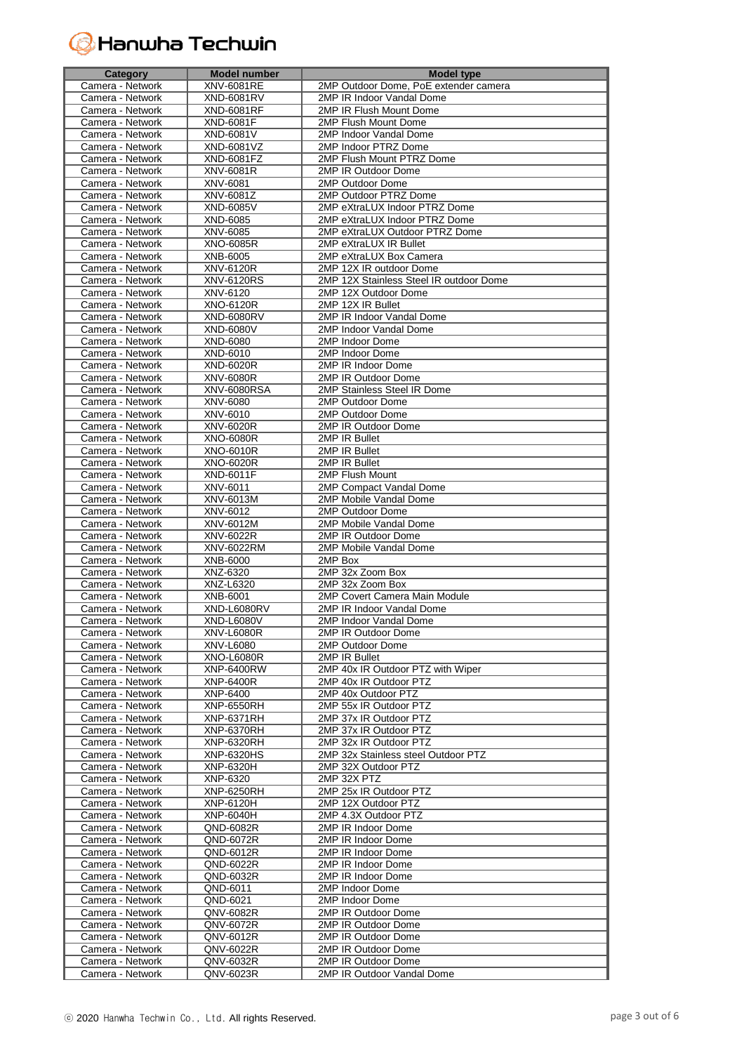| Category | Model number | Model type |
|---|---|---|
| Camera - Network | XNV-6081RE | 2MP Outdoor Dome, PoE extender camera |
| Camera - Network | XND-6081RV | 2MP IR Indoor Vandal Dome |
| Camera - Network | XND-6081RF | 2MP IR Flush Mount Dome |
| Camera - Network | XND-6081F | 2MP Flush Mount Dome |
| Camera - Network | XND-6081V | 2MP Indoor Vandal Dome |
| Camera - Network | XND-6081VZ | 2MP Indoor PTRZ Dome |
| Camera - Network | XND-6081FZ | 2MP Flush Mount PTRZ Dome |
| Camera - Network | XNV-6081R | 2MP IR Outdoor Dome |
| Camera - Network | XNV-6081 | 2MP Outdoor Dome |
| Camera - Network | XNV-6081Z | 2MP Outdoor PTRZ Dome |
| Camera - Network | XND-6085V | 2MP eXtraLUX Indoor PTRZ Dome |
| Camera - Network | XND-6085 | 2MP eXtraLUX Indoor PTRZ Dome |
| Camera - Network | XNV-6085 | 2MP eXtraLUX Outdoor PTRZ Dome |
| Camera - Network | XNO-6085R | 2MP eXtraLUX IR Bullet |
| Camera - Network | XNB-6005 | 2MP eXtraLUX Box Camera |
| Camera - Network | XNV-6120R | 2MP 12X IR outdoor Dome |
| Camera - Network | XNV-6120RS | 2MP 12X Stainless Steel IR outdoor Dome |
| Camera - Network | XNV-6120 | 2MP 12X Outdoor Dome |
| Camera - Network | XNO-6120R | 2MP 12X IR Bullet |
| Camera - Network | XND-6080RV | 2MP IR Indoor Vandal Dome |
| Camera - Network | XND-6080V | 2MP Indoor Vandal Dome |
| Camera - Network | XND-6080 | 2MP Indoor Dome |
| Camera - Network | XND-6010 | 2MP Indoor Dome |
| Camera - Network | XND-6020R | 2MP IR Indoor Dome |
| Camera - Network | XNV-6080R | 2MP IR Outdoor Dome |
| Camera - Network | XNV-6080RSA | 2MP Stainless Steel IR Dome |
| Camera - Network | XNV-6080 | 2MP Outdoor Dome |
| Camera - Network | XNV-6010 | 2MP Outdoor Dome |
| Camera - Network | XNV-6020R | 2MP IR Outdoor Dome |
| Camera - Network | XNO-6080R | 2MP IR Bullet |
| Camera - Network | XNO-6010R | 2MP IR Bullet |
| Camera - Network | XNO-6020R | 2MP IR Bullet |
| Camera - Network | XND-6011F | 2MP Flush Mount |
| Camera - Network | XNV-6011 | 2MP Compact Vandal Dome |
| Camera - Network | XNV-6013M | 2MP Mobile Vandal Dome |
| Camera - Network | XNV-6012 | 2MP Outdoor Dome |
| Camera - Network | XNV-6012M | 2MP Mobile Vandal Dome |
| Camera - Network | XNV-6022R | 2MP IR Outdoor Dome |
| Camera - Network | XNV-6022RM | 2MP Mobile Vandal Dome |
| Camera - Network | XNB-6000 | 2MP Box |
| Camera - Network | XNZ-6320 | 2MP 32x Zoom Box |
| Camera - Network | XNZ-L6320 | 2MP 32x Zoom Box |
| Camera - Network | XNB-6001 | 2MP Covert Camera Main Module |
| Camera - Network | XND-L6080RV | 2MP IR Indoor Vandal Dome |
| Camera - Network | XND-L6080V | 2MP Indoor Vandal Dome |
| Camera - Network | XNV-L6080R | 2MP IR Outdoor Dome |
| Camera - Network | XNV-L6080 | 2MP Outdoor Dome |
| Camera - Network | XNO-L6080R | 2MP IR Bullet |
| Camera - Network | XNP-6400RW | 2MP 40x IR Outdoor PTZ with Wiper |
| Camera - Network | XNP-6400R | 2MP 40x IR Outdoor PTZ |
| Camera - Network | XNP-6400 | 2MP 40x Outdoor PTZ |
| Camera - Network | XNP-6550RH | 2MP 55x IR Outdoor PTZ |
| Camera - Network | XNP-6371RH | 2MP 37x IR Outdoor PTZ |
| Camera - Network | XNP-6370RH | 2MP 37x IR Outdoor PTZ |
| Camera - Network | XNP-6320RH | 2MP 32x IR Outdoor PTZ |
| Camera - Network | XNP-6320HS | 2MP 32x Stainless steel Outdoor PTZ |
| Camera - Network | XNP-6320H | 2MP 32X Outdoor PTZ |
| Camera - Network | XNP-6320 | 2MP 32X PTZ |
| Camera - Network | XNP-6250RH | 2MP 25x IR Outdoor PTZ |
| Camera - Network | XNP-6120H | 2MP 12X Outdoor PTZ |
| Camera - Network | XNP-6040H | 2MP 4.3X Outdoor PTZ |
| Camera - Network | QND-6082R | 2MP IR Indoor Dome |
| Camera - Network | QND-6072R | 2MP IR Indoor Dome |
| Camera - Network | QND-6012R | 2MP IR Indoor Dome |
| Camera - Network | QND-6022R | 2MP IR Indoor Dome |
| Camera - Network | QND-6032R | 2MP IR Indoor Dome |
| Camera - Network | QND-6011 | 2MP Indoor Dome |
| Camera - Network | QND-6021 | 2MP Indoor Dome |
| Camera - Network | QNV-6082R | 2MP IR Outdoor Dome |
| Camera - Network | QNV-6072R | 2MP IR Outdoor Dome |
| Camera - Network | QNV-6012R | 2MP IR Outdoor Dome |
| Camera - Network | QNV-6022R | 2MP IR Outdoor Dome |
| Camera - Network | QNV-6032R | 2MP IR Outdoor Dome |
| Camera - Network | QNV-6023R | 2MP IR Outdoor Vandal Dome |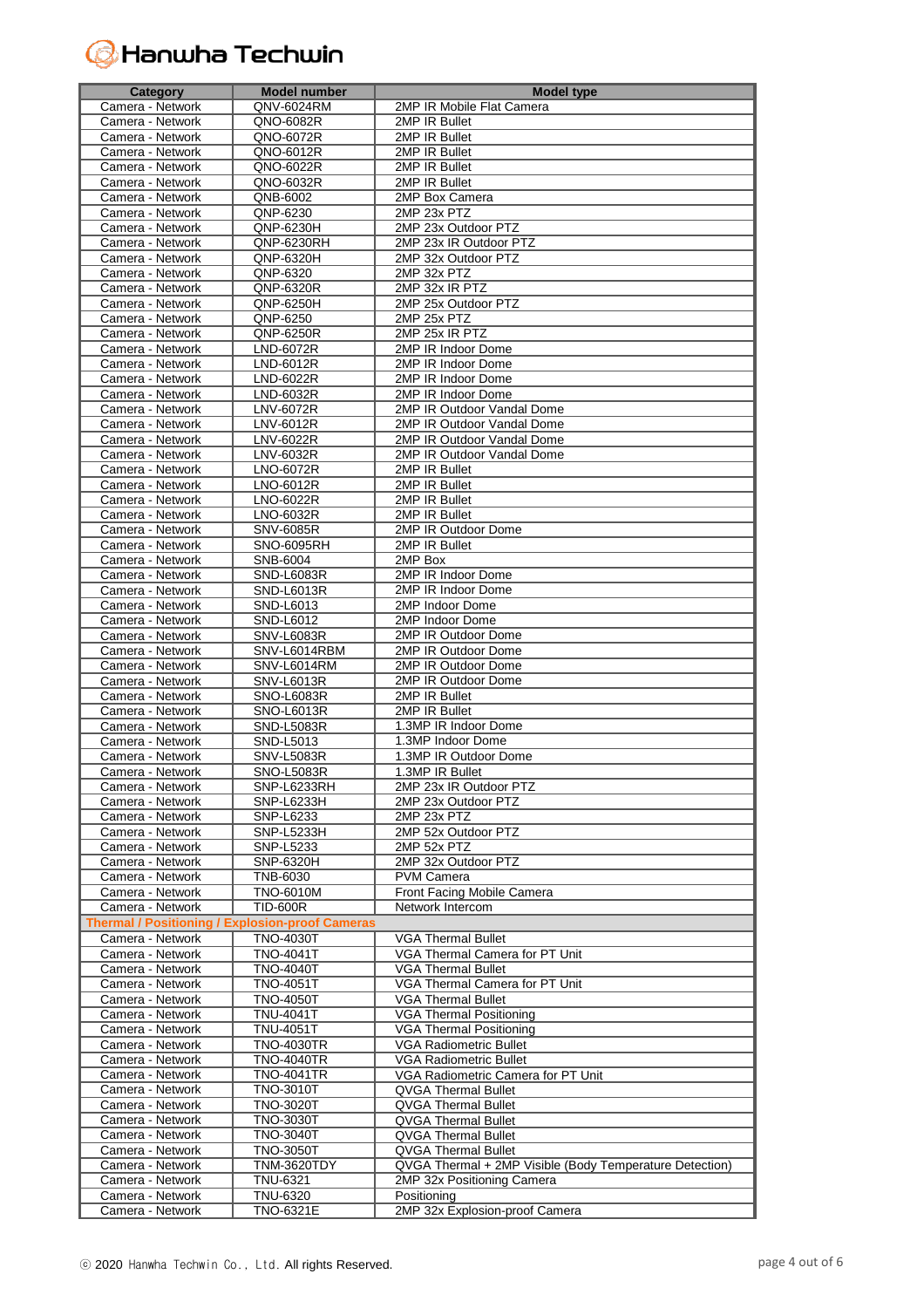# Hanwha Techwin

| Category | Model number | Model type |
|---|---|---|
| Camera - Network | QNV-6024RM | 2MP IR Mobile Flat Camera |
| Camera - Network | QNO-6082R | 2MP IR Bullet |
| Camera - Network | QNO-6072R | 2MP IR Bullet |
| Camera - Network | QNO-6012R | 2MP IR Bullet |
| Camera - Network | QNO-6022R | 2MP IR Bullet |
| Camera - Network | QNO-6032R | 2MP IR Bullet |
| Camera - Network | QNB-6002 | 2MP Box Camera |
| Camera - Network | QNP-6230 | 2MP 23x PTZ |
| Camera - Network | QNP-6230H | 2MP 23x Outdoor PTZ |
| Camera - Network | QNP-6230RH | 2MP 23x IR Outdoor PTZ |
| Camera - Network | QNP-6320H | 2MP 32x Outdoor PTZ |
| Camera - Network | QNP-6320 | 2MP 32x PTZ |
| Camera - Network | QNP-6320R | 2MP 32x IR PTZ |
| Camera - Network | QNP-6250H | 2MP 25x Outdoor PTZ |
| Camera - Network | QNP-6250 | 2MP 25x PTZ |
| Camera - Network | QNP-6250R | 2MP 25x IR PTZ |
| Camera - Network | LND-6072R | 2MP IR Indoor Dome |
| Camera - Network | LND-6012R | 2MP IR Indoor Dome |
| Camera - Network | LND-6022R | 2MP IR Indoor Dome |
| Camera - Network | LND-6032R | 2MP IR Indoor Dome |
| Camera - Network | LNV-6072R | 2MP IR Outdoor Vandal Dome |
| Camera - Network | LNV-6012R | 2MP IR Outdoor Vandal Dome |
| Camera - Network | LNV-6022R | 2MP IR Outdoor Vandal Dome |
| Camera - Network | LNV-6032R | 2MP IR Outdoor Vandal Dome |
| Camera - Network | LNO-6072R | 2MP IR Bullet |
| Camera - Network | LNO-6012R | 2MP IR Bullet |
| Camera - Network | LNO-6022R | 2MP IR Bullet |
| Camera - Network | LNO-6032R | 2MP IR Bullet |
| Camera - Network | SNV-6085R | 2MP IR Outdoor Dome |
| Camera - Network | SNO-6095RH | 2MP IR Bullet |
| Camera - Network | SNB-6004 | 2MP Box |
| Camera - Network | SND-L6083R | 2MP IR Indoor Dome |
| Camera - Network | SND-L6013R | 2MP IR Indoor Dome |
| Camera - Network | SND-L6013 | 2MP Indoor Dome |
| Camera - Network | SND-L6012 | 2MP Indoor Dome |
| Camera - Network | SNV-L6083R | 2MP IR Outdoor Dome |
| Camera - Network | SNV-L6014RBM | 2MP IR Outdoor Dome |
| Camera - Network | SNV-L6014RM | 2MP IR Outdoor Dome |
| Camera - Network | SNV-L6013R | 2MP IR Outdoor Dome |
| Camera - Network | SNO-L6083R | 2MP IR Bullet |
| Camera - Network | SNO-L6013R | 2MP IR Bullet |
| Camera - Network | SND-L5083R | 1.3MP IR Indoor Dome |
| Camera - Network | SND-L5013 | 1.3MP Indoor Dome |
| Camera - Network | SNV-L5083R | 1.3MP IR Outdoor Dome |
| Camera - Network | SNO-L5083R | 1.3MP IR Bullet |
| Camera - Network | SNP-L6233RH | 2MP 23x IR Outdoor PTZ |
| Camera - Network | SNP-L6233H | 2MP 23x Outdoor PTZ |
| Camera - Network | SNP-L6233 | 2MP 23x PTZ |
| Camera - Network | SNP-L5233H | 2MP 52x Outdoor PTZ |
| Camera - Network | SNP-L5233 | 2MP 52x PTZ |
| Camera - Network | SNP-6320H | 2MP 32x Outdoor PTZ |
| Camera - Network | TNB-6030 | PVM Camera |
| Camera - Network | TNO-6010M | Front Facing Mobile Camera |
| Camera - Network | TID-600R | Network Intercom |
| **Thermal / Positioning / Explosion-proof Cameras** | | |
| Camera - Network | TNO-4030T | VGA Thermal Bullet |
| Camera - Network | TNO-4041T | VGA Thermal Camera for PT Unit |
| Camera - Network | TNO-4040T | VGA Thermal Bullet |
| Camera - Network | TNO-4051T | VGA Thermal Camera for PT Unit |
| Camera - Network | TNO-4050T | VGA Thermal Bullet |
| Camera - Network | TNU-4041T | VGA Thermal Positioning |
| Camera - Network | TNU-4051T | VGA Thermal Positioning |
| Camera - Network | TNO-4030TR | VGA Radiometric Bullet |
| Camera - Network | TNO-4040TR | VGA Radiometric Bullet |
| Camera - Network | TNO-4041TR | VGA Radiometric Camera for PT Unit |
| Camera - Network | TNO-3010T | QVGA Thermal Bullet |
| Camera - Network | TNO-3020T | QVGA Thermal Bullet |
| Camera - Network | TNO-3030T | QVGA Thermal Bullet |
| Camera - Network | TNO-3040T | QVGA Thermal Bullet |
| Camera - Network | TNO-3050T | QVGA Thermal Bullet |
| Camera - Network | TNM-3620TDY | QVGA Thermal + 2MP Visible (Body Temperature Detection) |
| Camera - Network | TNU-6321 | 2MP 32x Positioning Camera |
| Camera - Network | TNU-6320 | Positioning |
| Camera - Network | TNO-6321E | 2MP 32x Explosion-proof Camera |

ⓒ 2020 Hanwha Techwin Co., Ltd. All rights Reserved.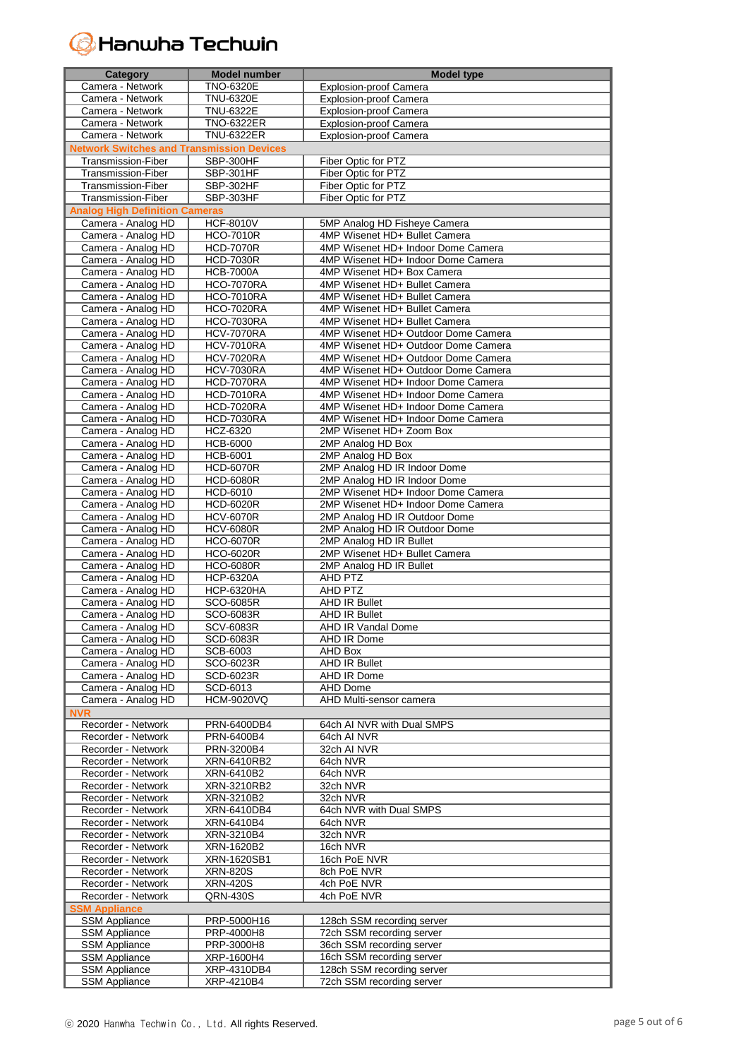| Category | Model number | Model type |
|---|---|---|
| Camera - Network | TNO-6320E | Explosion-proof Camera |
| Camera - Network | TNU-6320E | Explosion-proof Camera |
| Camera - Network | TNU-6322E | Explosion-proof Camera |
| Camera - Network | TNO-6322ER | Explosion-proof Camera |
| Camera - Network | TNU-6322ER | Explosion-proof Camera |
| **Network Switches and Transmission Devices** | | |
| Transmission-Fiber | SBP-300HF | Fiber Optic for PTZ |
| Transmission-Fiber | SBP-301HF | Fiber Optic for PTZ |
| Transmission-Fiber | SBP-302HF | Fiber Optic for PTZ |
| Transmission-Fiber | SBP-303HF | Fiber Optic for PTZ |
| **Analog High Definition Cameras** | | |
| Camera - Analog HD | HCF-8010V | 5MP Analog HD Fisheye Camera |
| Camera - Analog HD | HCO-7010R | 4MP Wisenet HD+ Bullet Camera |
| Camera - Analog HD | HCD-7070R | 4MP Wisenet HD+ Indoor Dome Camera |
| Camera - Analog HD | HCD-7030R | 4MP Wisenet HD+ Indoor Dome Camera |
| Camera - Analog HD | HCB-7000A | 4MP Wisenet HD+ Box Camera |
| Camera - Analog HD | HCO-7070RA | 4MP Wisenet HD+ Bullet Camera |
| Camera - Analog HD | HCO-7010RA | 4MP Wisenet HD+ Bullet Camera |
| Camera - Analog HD | HCO-7020RA | 4MP Wisenet HD+ Bullet Camera |
| Camera - Analog HD | HCO-7030RA | 4MP Wisenet HD+ Bullet Camera |
| Camera - Analog HD | HCV-7070RA | 4MP Wisenet HD+ Outdoor Dome Camera |
| Camera - Analog HD | HCV-7010RA | 4MP Wisenet HD+ Outdoor Dome Camera |
| Camera - Analog HD | HCV-7020RA | 4MP Wisenet HD+ Outdoor Dome Camera |
| Camera - Analog HD | HCV-7030RA | 4MP Wisenet HD+ Outdoor Dome Camera |
| Camera - Analog HD | HCD-7070RA | 4MP Wisenet HD+ Indoor Dome Camera |
| Camera - Analog HD | HCD-7010RA | 4MP Wisenet HD+ Indoor Dome Camera |
| Camera - Analog HD | HCD-7020RA | 4MP Wisenet HD+ Indoor Dome Camera |
| Camera - Analog HD | HCD-7030RA | 4MP Wisenet HD+ Indoor Dome Camera |
| Camera - Analog HD | HCZ-6320 | 2MP Wisenet HD+ Zoom Box |
| Camera - Analog HD | HCB-6000 | 2MP Analog HD Box |
| Camera - Analog HD | HCB-6001 | 2MP Analog HD Box |
| Camera - Analog HD | HCD-6070R | 2MP Analog HD IR Indoor Dome |
| Camera - Analog HD | HCD-6080R | 2MP Analog HD IR Indoor Dome |
| Camera - Analog HD | HCD-6010 | 2MP Wisenet HD+ Indoor Dome Camera |
| Camera - Analog HD | HCD-6020R | 2MP Wisenet HD+ Indoor Dome Camera |
| Camera - Analog HD | HCV-6070R | 2MP Analog HD IR Outdoor Dome |
| Camera - Analog HD | HCV-6080R | 2MP Analog HD IR Outdoor Dome |
| Camera - Analog HD | HCO-6070R | 2MP Analog HD IR Bullet |
| Camera - Analog HD | HCO-6020R | 2MP Wisenet HD+ Bullet Camera |
| Camera - Analog HD | HCO-6080R | 2MP Analog HD IR Bullet |
| Camera - Analog HD | HCP-6320A | AHD PTZ |
| Camera - Analog HD | HCP-6320HA | AHD PTZ |
| Camera - Analog HD | SCO-6085R | AHD IR Bullet |
| Camera - Analog HD | SCO-6083R | AHD IR Bullet |
| Camera - Analog HD | SCV-6083R | AHD IR Vandal Dome |
| Camera - Analog HD | SCD-6083R | AHD IR Dome |
| Camera - Analog HD | SCB-6003 | AHD Box |
| Camera - Analog HD | SCO-6023R | AHD IR Bullet |
| Camera - Analog HD | SCD-6023R | AHD IR Dome |
| Camera - Analog HD | SCD-6013 | AHD Dome |
| Camera - Analog HD | HCM-9020VQ | AHD Multi-sensor camera |
| **NVR** | | |
| Recorder - Network | PRN-6400DB4 | 64ch AI NVR with Dual SMPS |
| Recorder - Network | PRN-6400B4 | 64ch AI NVR |
| Recorder - Network | PRN-3200B4 | 32ch AI NVR |
| Recorder - Network | XRN-6410RB2 | 64ch NVR |
| Recorder - Network | XRN-6410B2 | 64ch NVR |
| Recorder - Network | XRN-3210RB2 | 32ch NVR |
| Recorder - Network | XRN-3210B2 | 32ch NVR |
| Recorder - Network | XRN-6410DB4 | 64ch NVR with Dual SMPS |
| Recorder - Network | XRN-6410B4 | 64ch NVR |
| Recorder - Network | XRN-3210B4 | 32ch NVR |
| Recorder - Network | XRN-1620B2 | 16ch NVR |
| Recorder - Network | XRN-1620SB1 | 16ch PoE NVR |
| Recorder - Network | XRN-820S | 8ch PoE NVR |
| Recorder - Network | XRN-420S | 4ch PoE NVR |
| Recorder - Network | QRN-430S | 4ch PoE NVR |
| **SSM Appliance** | | |
| SSM Appliance | PRP-5000H16 | 128ch SSM recording server |
| SSM Appliance | PRP-4000H8 | 72ch SSM recording server |
| SSM Appliance | PRP-3000H8 | 36ch SSM recording server |
| SSM Appliance | XRP-1600H4 | 16ch SSM recording server |
| SSM Appliance | XRP-4310DB4 | 128ch SSM recording server |
| SSM Appliance | XRP-4210B4 | 72ch SSM recording server |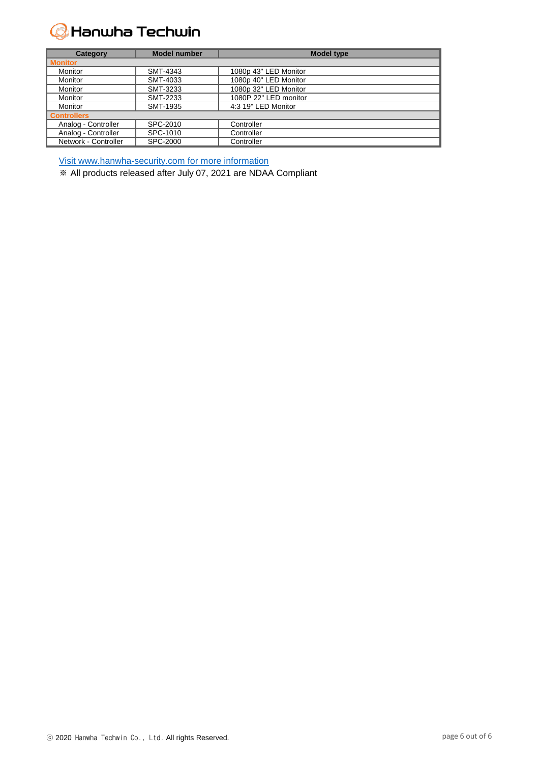| Category | Model number | Model type |
|---|---|---|
| **Monitor** | | |
| Monitor | SMT-4343 | 1080p 43" LED Monitor |
| Monitor | SMT-4033 | 1080p 40" LED Monitor |
| Monitor | SMT-3233 | 1080p 32" LED Monitor |
| Monitor | SMT-2233 | 1080P 22" LED monitor |
| Monitor | SMT-1935 | 4:3 19" LED Monitor |
| **Controllers** | | |
| Analog - Controller | SPC-2010 | Controller |
| Analog - Controller | SPC-1010 | Controller |
| Network - Controller | SPC-2000 | Controller |

Visit www.hanwha-security.com for more information

※ All products released after July 07, 2021 are NDAA Compliant

ⓒ 2020 Hanwha Techwin Co., Ltd. All rights Reserved.